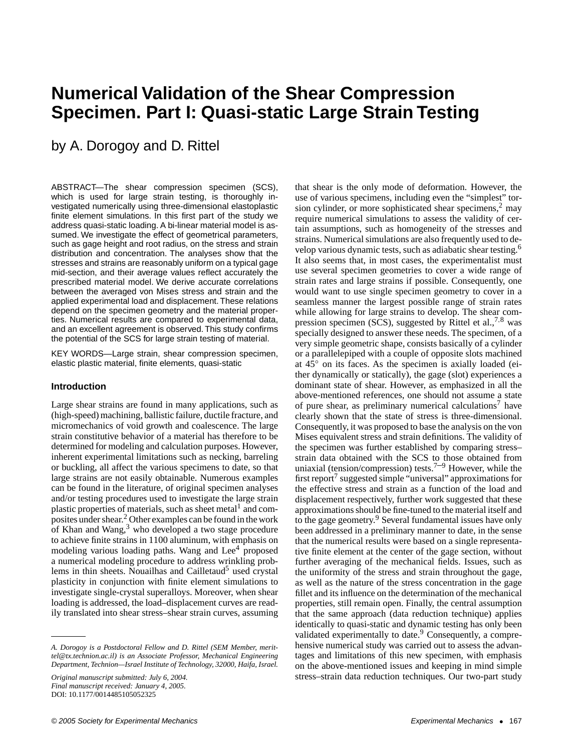# Numerical Validation of the Shear Compression Specimen. Part I: Quasi-static Large Strain Testing

by A. Dorogoy and D. Rittel

ABSTRACT—The shear compression specimen (SCS), which is used for large strain testing, is thoroughly investigated numerically using three-dimensional elastoplastic finite element simulations. In this first part of the study we address quasi-static loading. A bi-linear material model is assumed. We investigate the effect of geometrical parameters, such as gage height and root radius, on the stress and strain distribution and concentration. The analyses show that the stresses and strains are reasonably uniform on a typical gage mid-section, and their average values reflect accurately the prescribed material model. We derive accurate correlations between the averaged von Mises stress and strain and the applied experimental load and displacement. These relations depend on the specimen geometry and the material properties. Numerical results are compared to experimental data, and an excellent agreement is observed. This study confirms the potential of the SCS for large strain testing of material.

KEY WORDS—Large strain, shear compression specimen, elastic plastic material, finite elements, quasi-static

## Introduction

Large shear strains are found in many applications, such as (high-speed) machining, ballistic failure, ductile fracture, and micromechanics of void growth and coalescence. The large strain constitutive behavior of a material has therefore to be determined for modeling and calculation purposes. However, inherent experimental limitations such as necking, barreling or buckling, all affect the various specimens to date, so that large strains are not easily obtainable. Numerous examples can be found in the literature, of original specimen analyses and/or testing procedures used to investigate the large strain plastic properties of materials, such as sheet metal[1] and composites under shear.[2] Other examples can be found in the work of Khan and Wang,[3] who developed a two stage procedure to achieve finite strains in 1100 aluminum, with emphasis on modeling various loading paths. Wang and Lee[4] proposed a numerical modeling procedure to address wrinkling problems in thin sheets. Nouailhas and Cailletaud[5] used crystal plasticity in conjunction with finite element simulations to investigate single-crystal superalloys. Moreover, when shear loading is addressed, the load–displacement curves are readily translated into shear stress–shear strain curves, assuming that shear is the only mode of deformation. However, the use of various specimens, including even the "simplest" torsion cylinder, or more sophisticated shear specimens,[2] may require numerical simulations to assess the validity of certain assumptions, such as homogeneity of the stresses and strains. Numerical simulations are also frequently used to develop various dynamic tests, such as adiabatic shear testing.[6] It also seems that, in most cases, the experimentalist must use several specimen geometries to cover a wide range of strain rates and large strains if possible. Consequently, one would want to use single specimen geometry to cover in a seamless manner the largest possible range of strain rates while allowing for large strains to develop. The shear compression specimen (SCS), suggested by Rittel et al.,[7,8] was specially designed to answer these needs. The specimen, of a very simple geometric shape, consists basically of a cylinder or a parallelepiped with a couple of opposite slots machined at 45° on its faces. As the specimen is axially loaded (either dynamically or statically), the gage (slot) experiences a dominant state of shear. However, as emphasized in all the above-mentioned references, one should not assume a state of pure shear, as preliminary numerical calculations[7] have clearly shown that the state of stress is three-dimensional. Consequently, it was proposed to base the analysis on the von Mises equivalent stress and strain definitions. The validity of the specimen was further established by comparing stress–strain data obtained with the SCS to those obtained from uniaxial (tension/compression) tests.[7–9] However, while the first report[7] suggested simple "universal" approximations for the effective stress and strain as a function of the load and displacement respectively, further work suggested that these approximations should be fine-tuned to the material itself and to the gage geometry.[9] Several fundamental issues have only been addressed in a preliminary manner to date, in the sense that the numerical results were based on a single representative finite element at the center of the gage section, without further averaging of the mechanical fields. Issues, such as the uniformity of the stress and strain throughout the gage, as well as the nature of the stress concentration in the gage fillet and its influence on the determination of the mechanical properties, still remain open. Finally, the central assumption that the same approach (data reduction technique) applies identically to quasi-static and dynamic testing has only been validated experimentally to date.[9] Consequently, a comprehensive numerical study was carried out to assess the advantages and limitations of this new specimen, with emphasis on the above-mentioned issues and keeping in mind simple stress–strain data reduction techniques. Our two-part study

---

*A. Dorogoy is a Postdoctoral Fellow and D. Rittel (SEM Member, merittel@tx.technion.ac.il) is an Associate Professor, Mechanical Engineering Department, Technion—Israel Institute of Technology, 32000, Haifa, Israel.*

*Original manuscript submitted: July 6, 2004.*
*Final manuscript received: January 4, 2005.*
DOI: 10.1177/0014485105052325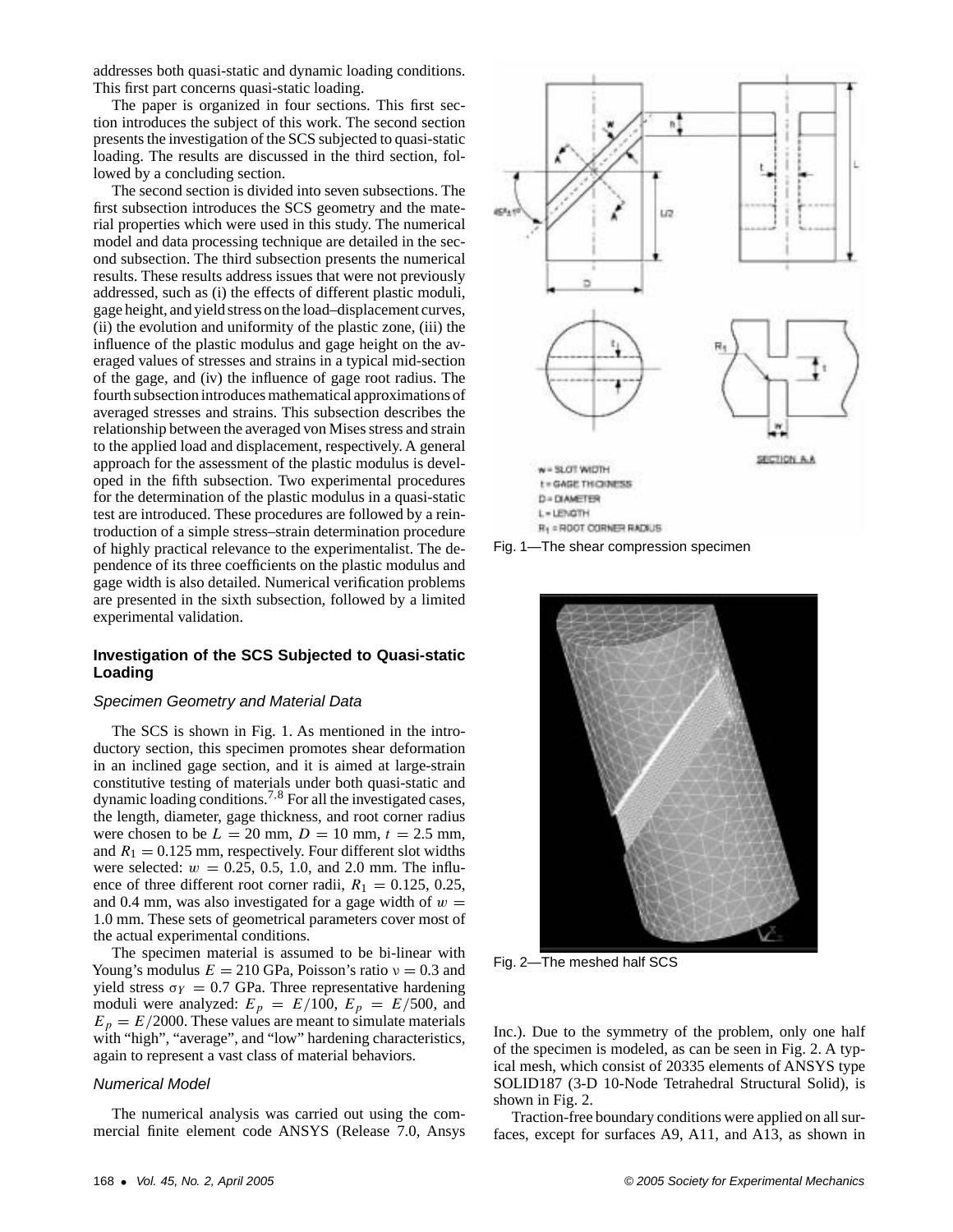addresses both quasi-static and dynamic loading conditions. This first part concerns quasi-static loading.

The paper is organized in four sections. This first section introduces the subject of this work. The second section presents the investigation of the SCS subjected to quasi-static loading. The results are discussed in the third section, followed by a concluding section.

The second section is divided into seven subsections. The first subsection introduces the SCS geometry and the material properties which were used in this study. The numerical model and data processing technique are detailed in the second subsection. The third subsection presents the numerical results. These results address issues that were not previously addressed, such as (i) the effects of different plastic moduli, gage height, and yield stress on the load–displacement curves, (ii) the evolution and uniformity of the plastic zone, (iii) the influence of the plastic modulus and gage height on the averaged values of stresses and strains in a typical mid-section of the gage, and (iv) the influence of gage root radius. The fourth subsection introduces mathematical approximations of averaged stresses and strains. This subsection describes the relationship between the averaged von Mises stress and strain to the applied load and displacement, respectively. A general approach for the assessment of the plastic modulus is developed in the fifth subsection. Two experimental procedures for the determination of the plastic modulus in a quasi-static test are introduced. These procedures are followed by a reintroduction of a simple stress–strain determination procedure of highly practical relevance to the experimentalist. The dependence of its three coefficients on the plastic modulus and gage width is also detailed. Numerical verification problems are presented in the sixth subsection, followed by a limited experimental validation.

## Investigation of the SCS Subjected to Quasi-static Loading

### *Specimen Geometry and Material Data*

The SCS is shown in Fig. 1. As mentioned in the introductory section, this specimen promotes shear deformation in an inclined gage section, and it is aimed at large-strain constitutive testing of materials under both quasi-static and dynamic loading conditions.[7,8] For all the investigated cases, the length, diameter, gage thickness, and root corner radius were chosen to be $L = 20$ mm, $D = 10$ mm, $t = 2.5$ mm, and $R_1 = 0.125$ mm, respectively. Four different slot widths were selected: $w = 0.25$, 0.5, 1.0, and 2.0 mm. The influence of three different root corner radii, $R_1 = 0.125$, 0.25, and 0.4 mm, was also investigated for a gage width of $w = 1.0$ mm. These sets of geometrical parameters cover most of the actual experimental conditions.

The specimen material is assumed to be bi-linear with Young's modulus $E = 210$ GPa, Poisson's ratio $\nu = 0.3$ and yield stress $\sigma_Y = 0.7$ GPa. Three representative hardening moduli were analyzed: $E_p = E/100$, $E_p = E/500$, and $E_p = E/2000$. These values are meant to simulate materials with "high", "average", and "low" hardening characteristics, again to represent a vast class of material behaviors.

### *Numerical Model*

The numerical analysis was carried out using the commercial finite element code ANSYS (Release 7.0, Ansys Inc.). Due to the symmetry of the problem, only one half of the specimen is modeled, as can be seen in Fig. 2. A typical mesh, which consist of 20335 elements of ANSYS type SOLID187 (3-D 10-Node Tetrahedral Structural Solid), is shown in Fig. 2.

Traction-free boundary conditions were applied on all surfaces, except for surfaces A9, A11, and A13, as shown in

w = SLOT WIDTH
t = GAGE THICKNESS
D = DIAMETER
L = LENGTH
$R_1$ = ROOT CORNER RADIUS

Fig. 1—The shear compression specimen

Fig. 2—The meshed half SCS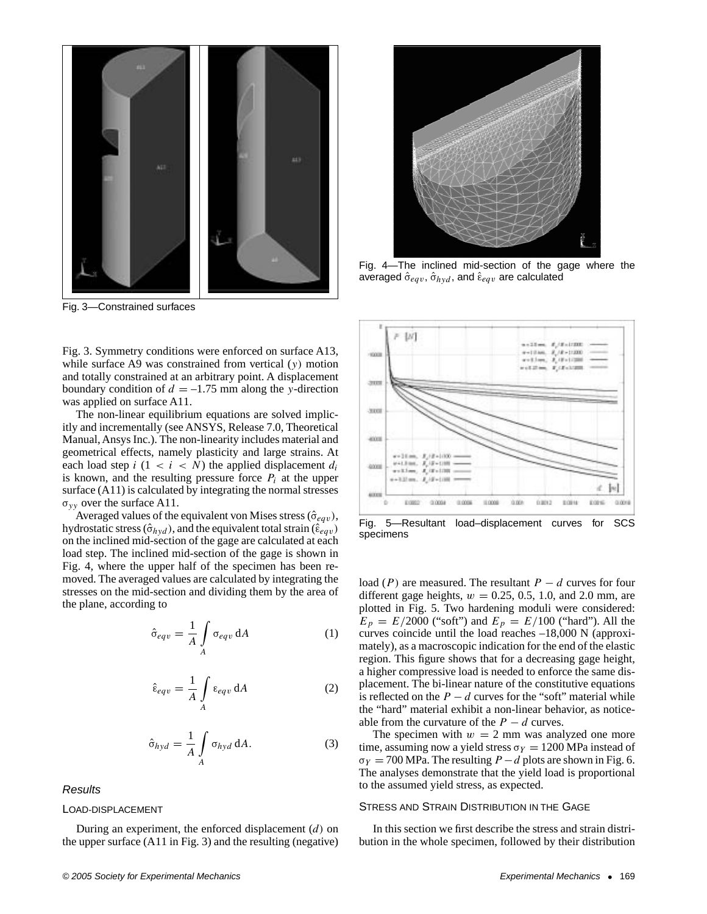Fig. 3—Constrained surfaces

Fig. 4—The inclined mid-section of the gage where the averaged $\hat{\sigma}_{eqv}$, $\hat{\sigma}_{hyd}$, and $\hat{\varepsilon}_{eqv}$ are calculated

Fig. 3. Symmetry conditions were enforced on surface A13, while surface A9 was constrained from vertical ($y$) motion and totally constrained at an arbitrary point. A displacement boundary condition of $d = -1.75$ mm along the $y$-direction was applied on surface A11.

The non-linear equilibrium equations are solved implicitly and incrementally (see ANSYS, Release 7.0, Theoretical Manual, Ansys Inc.). The non-linearity includes material and geometrical effects, namely plasticity and large strains. At each load step $i$ ($1 < i < N$) the applied displacement $d_i$ is known, and the resulting pressure force $P_i$ at the upper surface (A11) is calculated by integrating the normal stresses $\sigma_{yy}$ over the surface A11.

Averaged values of the equivalent von Mises stress ($\hat{\sigma}_{eqv}$), hydrostatic stress ($\hat{\sigma}_{hyd}$), and the equivalent total strain ($\hat{\varepsilon}_{eqv}$) on the inclined mid-section of the gage are calculated at each load step. The inclined mid-section of the gage is shown in Fig. 4, where the upper half of the specimen has been removed. The averaged values are calculated by integrating the stresses on the mid-section and dividing them by the area of the plane, according to

$$\hat{\sigma}_{eqv} = \frac{1}{A} \int_A \sigma_{eqv} \, \mathrm{d}A \tag{1}$$

$$\hat{\varepsilon}_{eqv} = \frac{1}{A} \int_A \varepsilon_{eqv} \, \mathrm{d}A \tag{2}$$

$$\hat{\sigma}_{hyd} = \frac{1}{A} \int_A \sigma_{hyd} \, \mathrm{d}A. \tag{3}$$

### *Results*

#### Load-Displacement

During an experiment, the enforced displacement ($d$) on the upper surface (A11 in Fig. 3) and the resulting (negative) load ($P$) are measured. The resultant $P - d$ curves for four different gage heights, $w = 0.25$, 0.5, 1.0, and 2.0 mm, are plotted in Fig. 5. Two hardening moduli were considered: $E_p = E/2000$ ("soft") and $E_p = E/100$ ("hard"). All the curves coincide until the load reaches –18,000 N (approximately), as a macroscopic indication for the end of the elastic region. This figure shows that for a decreasing gage height, a higher compressive load is needed to enforce the same displacement. The bi-linear nature of the constitutive equations is reflected on the $P - d$ curves for the "soft" material while the "hard" material exhibit a non-linear behavior, as noticeable from the curvature of the $P - d$ curves.

The specimen with $w = 2$ mm was analyzed one more time, assuming now a yield stress $\sigma_Y = 1200$ MPa instead of $\sigma_Y = 700$ MPa. The resulting $P - d$ plots are shown in Fig. 6. The analyses demonstrate that the yield load is proportional to the assumed yield stress, as expected.

Fig. 5—Resultant load–displacement curves for SCS specimens

#### Stress and Strain Distribution in the Gage

In this section we first describe the stress and strain distribution in the whole specimen, followed by their distribution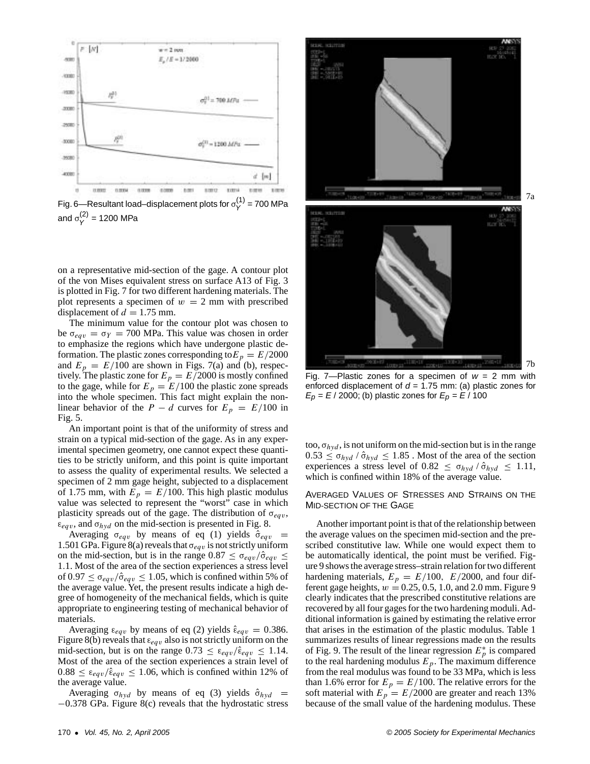Fig. 6—Resultant load–displacement plots for $\sigma_Y^{(1)}$ = 700 MPa and $\sigma_Y^{(2)}$ = 1200 MPa

on a representative mid-section of the gage. A contour plot of the von Mises equivalent stress on surface A13 of Fig. 3 is plotted in Fig. 7 for two different hardening materials. The plot represents a specimen of $w = 2$ mm with prescribed displacement of $d = 1.75$ mm.

The minimum value for the contour plot was chosen to be $\sigma_{eqv} = \sigma_Y = 700$ MPa. This value was chosen in order to emphasize the regions which have undergone plastic deformation. The plastic zones corresponding to $E_p = E/2000$ and $E_p = E/100$ are shown in Figs. 7(a) and (b), respectively. The plastic zone for $E_p = E/2000$ is mostly confined to the gage, while for $E_p = E/100$ the plastic zone spreads into the whole specimen. This fact might explain the non-linear behavior of the $P - d$ curves for $E_p = E/100$ in Fig. 5.

An important point is that of the uniformity of stress and strain on a typical mid-section of the gage. As in any experimental specimen geometry, one cannot expect these quantities to be strictly uniform, and this point is quite important to assess the quality of experimental results. We selected a specimen of 2 mm gage height, subjected to a displacement of 1.75 mm, with $E_p = E/100$. This high plastic modulus value was selected to represent the "worst" case in which plasticity spreads out of the gage. The distribution of $\sigma_{eqv}$, $\varepsilon_{eqv}$, and $\sigma_{hyd}$ on the mid-section is presented in Fig. 8.

Averaging $\sigma_{eqv}$ by means of eq (1) yields $\hat{\sigma}_{eqv} = 1.501$ GPa. Figure 8(a) reveals that $\sigma_{eqv}$ is not strictly uniform on the mid-section, but is in the range $0.87 \leq \sigma_{eqv}/\hat{\sigma}_{eqv} \leq 1.1$. Most of the area of the section experiences a stress level of $0.97 \leq \sigma_{eqv}/\hat{\sigma}_{eqv} \leq 1.05$, which is confined within 5% of the average value. Yet, the present results indicate a high degree of homogeneity of the mechanical fields, which is quite appropriate to engineering testing of mechanical behavior of materials.

Averaging $\varepsilon_{eqv}$ by means of eq (2) yields $\hat{\varepsilon}_{eqv} = 0.386$. Figure 8(b) reveals that $\varepsilon_{eqv}$ also is not strictly uniform on the mid-section, but is on the range $0.73 \leq \varepsilon_{eqv}/\hat{\varepsilon}_{eqv} \leq 1.14$. Most of the area of the section experiences a strain level of $0.88 \leq \varepsilon_{eqv}/\hat{\varepsilon}_{eqv} \leq 1.06$, which is confined within 12% of the average value.

Averaging $\sigma_{hyd}$ by means of eq (3) yields $\hat{\sigma}_{hyd} = -0.378$ GPa. Figure 8(c) reveals that the hydrostatic stress too, $\sigma_{hyd}$, is not uniform on the mid-section but is in the range $0.53 \leq \sigma_{hyd} / \hat{\sigma}_{hyd} \leq 1.85$ . Most of the area of the section experiences a stress level of $0.82 \leq \sigma_{hyd} / \hat{\sigma}_{hyd} \leq 1.11$, which is confined within 18% of the average value.

Fig. 7—Plastic zones for a specimen of $w$ = 2 mm with enforced displacement of $d$ = 1.75 mm: (a) plastic zones for $E_p = E$ / 2000; (b) plastic zones for $E_p = E$ / 100

## Averaged Values of Stresses and Strains on the Mid-section of the Gage

Another important point is that of the relationship between the average values on the specimen mid-section and the prescribed constitutive law. While one would expect them to be automatically identical, the point must be verified. Figure 9 shows the average stress–strain relation for two different hardening materials, $E_p = E/100, \; E/2000$, and four different gage heights, $w = 0.25$, 0.5, 1.0, and 2.0 mm. Figure 9 clearly indicates that the prescribed constitutive relations are recovered by all four gages for the two hardening moduli. Additional information is gained by estimating the relative error that arises in the estimation of the plastic modulus. Table 1 summarizes results of linear regressions made on the results of Fig. 9. The result of the linear regression $E_p^*$ is compared to the real hardening modulus $E_p$. The maximum difference from the real modulus was found to be 33 MPa, which is less than 1.6% error for $E_p = E/100$. The relative errors for the soft material with $E_p = E/2000$ are greater and reach 13% because of the small value of the hardening modulus. These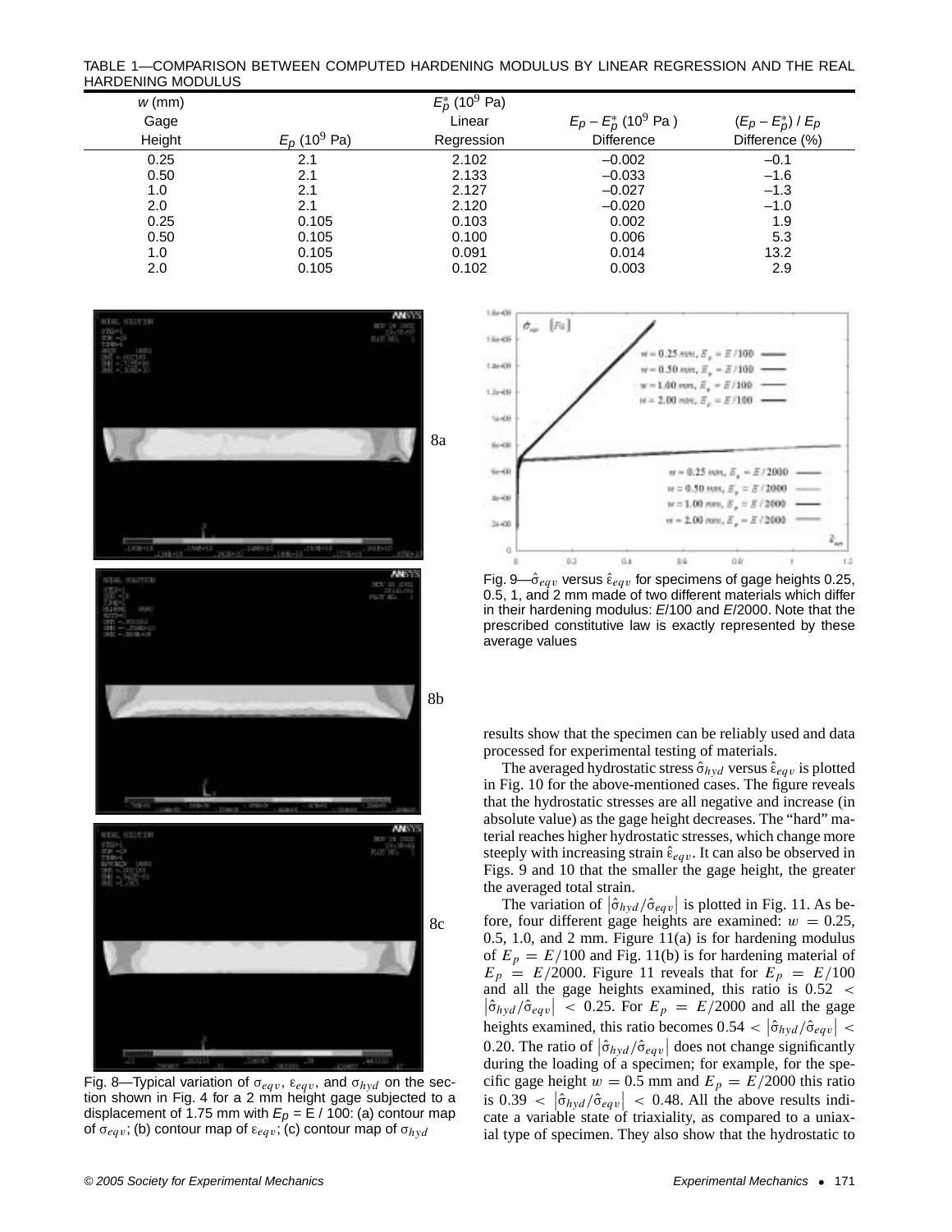TABLE 1—COMPARISON BETWEEN COMPUTED HARDENING MODULUS BY LINEAR REGRESSION AND THE REAL HARDENING MODULUS

| $w$ (mm) Gage Height | $E_p$ ($10^9$ Pa) | $E_p^*$ ($10^9$ Pa) Linear Regression | $E_p - E_p^*$ ($10^9$ Pa ) Difference | $(E_p - E_p^*) / E_p$ Difference (%) |
|---|---|---|---|---|
| 0.25 | 2.1 | 2.102 | –0.002 | –0.1 |
| 0.50 | 2.1 | 2.133 | –0.033 | –1.6 |
| 1.0 | 2.1 | 2.127 | –0.027 | –1.3 |
| 2.0 | 2.1 | 2.120 | –0.020 | –1.0 |
| 0.25 | 0.105 | 0.103 | 0.002 | 1.9 |
| 0.50 | 0.105 | 0.100 | 0.006 | 5.3 |
| 1.0 | 0.105 | 0.091 | 0.014 | 13.2 |
| 2.0 | 0.105 | 0.102 | 0.003 | 2.9 |

Fig. 8—Typical variation of $\sigma_{eqv}$, $\varepsilon_{eqv}$, and $\sigma_{hyd}$ on the section shown in Fig. 4 for a 2 mm height gage subjected to a displacement of 1.75 mm with $E_p = E / 100$: (a) contour map of $\sigma_{eqv}$; (b) contour map of $\varepsilon_{eqv}$; (c) contour map of $\sigma_{hyd}$

Fig. 9—$\hat{\sigma}_{eqv}$ versus $\hat{\varepsilon}_{eqv}$ for specimens of gage heights 0.25, 0.5, 1, and 2 mm made of two different materials which differ in their hardening modulus: $E/100$ and $E/2000$. Note that the prescribed constitutive law is exactly represented by these average values

results show that the specimen can be reliably used and data processed for experimental testing of materials.

The averaged hydrostatic stress $\hat{\sigma}_{hyd}$ versus $\hat{\varepsilon}_{eqv}$ is plotted in Fig. 10 for the above-mentioned cases. The figure reveals that the hydrostatic stresses are all negative and increase (in absolute value) as the gage height decreases. The "hard" material reaches higher hydrostatic stresses, which change more steeply with increasing strain $\hat{\varepsilon}_{eqv}$. It can also be observed in Figs. 9 and 10 that the smaller the gage height, the greater the averaged total strain.

The variation of $\left|\hat{\sigma}_{hyd}/\hat{\sigma}_{eqv}\right|$ is plotted in Fig. 11. As before, four different gage heights are examined: $w = 0.25$, 0.5, 1.0, and 2 mm. Figure 11(a) is for hardening modulus of $E_p = E/100$ and Fig. 11(b) is for hardening material of $E_p = E/2000$. Figure 11 reveals that for $E_p = E/100$ and all the gage heights examined, this ratio is $0.52 < \left|\hat{\sigma}_{hyd}/\hat{\sigma}_{eqv}\right| < 0.25$. For $E_p = E/2000$ and all the gage heights examined, this ratio becomes $0.54 < \left|\hat{\sigma}_{hyd}/\hat{\sigma}_{eqv}\right| < 0.20$. The ratio of $\left|\hat{\sigma}_{hyd}/\hat{\sigma}_{eqv}\right|$ does not change significantly during the loading of a specimen; for example, for the specific gage height $w = 0.5$ mm and $E_p = E/2000$ this ratio is $0.39 < \left|\hat{\sigma}_{hyd}/\hat{\sigma}_{eqv}\right| < 0.48$. All the above results indicate a variable state of triaxiality, as compared to a uniaxial type of specimen. They also show that the hydrostatic to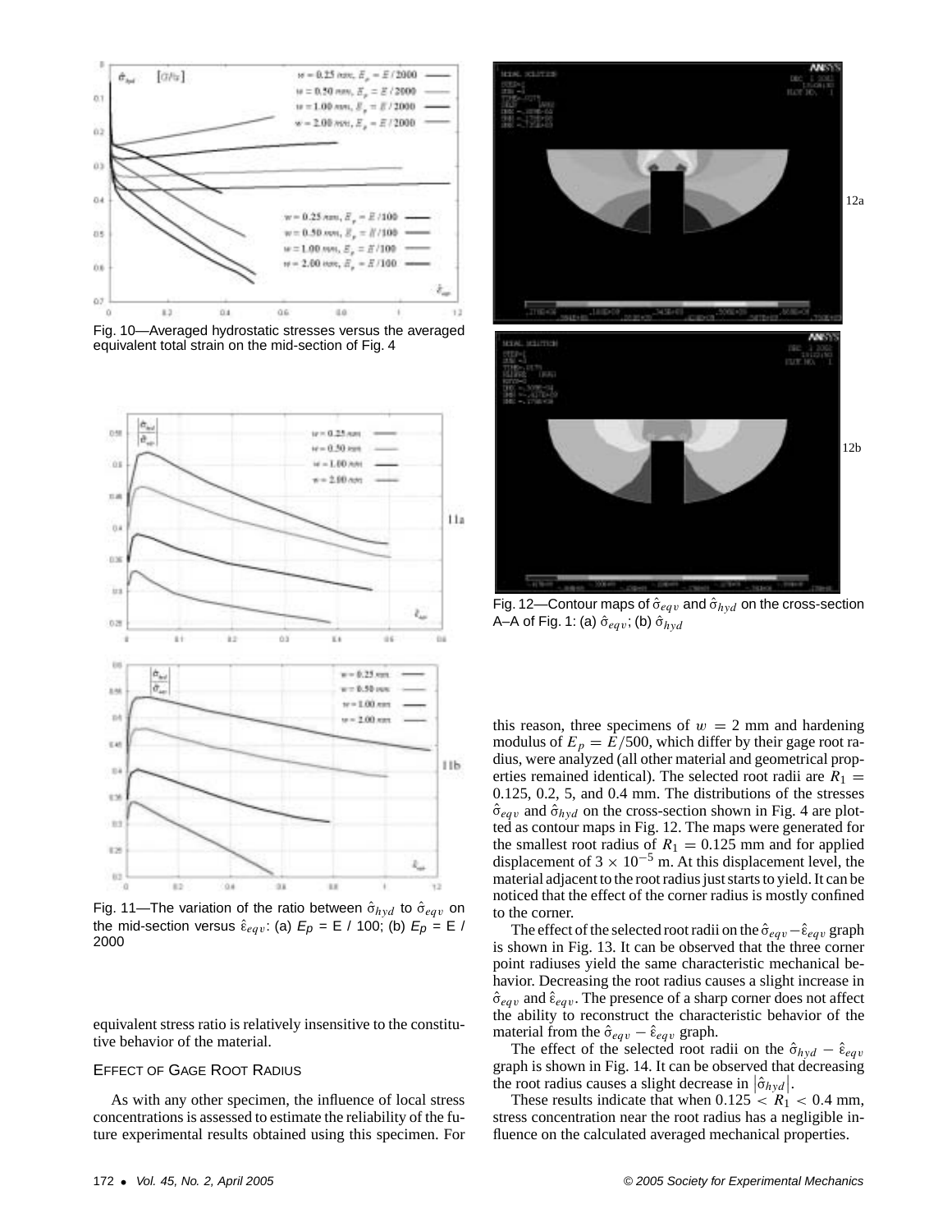Fig. 10—Averaged hydrostatic stresses versus the averaged equivalent total strain on the mid-section of Fig. 4

Fig. 11—The variation of the ratio between $\hat{\sigma}_{hyd}$ to $\hat{\sigma}_{eqv}$ on the mid-section versus $\hat{\varepsilon}_{eqv}$: (a) $E_P$ = E / 100; (b) $E_P$ = E / 2000

equivalent stress ratio is relatively insensitive to the constitutive behavior of the material.

### Effect of Gage Root Radius

As with any other specimen, the influence of local stress concentrations is assessed to estimate the reliability of the future experimental results obtained using this specimen. For this reason, three specimens of $w = 2$ mm and hardening modulus of $E_p = E/500$, which differ by their gage root radius, were analyzed (all other material and geometrical properties remained identical). The selected root radii are $R_1 = 0.125$, 0.2, 5, and 0.4 mm. The distributions of the stresses $\hat{\sigma}_{eqv}$ and $\hat{\sigma}_{hyd}$ on the cross-section shown in Fig. 4 are plotted as contour maps in Fig. 12. The maps were generated for the smallest root radius of $R_1 = 0.125$ mm and for applied displacement of $3 \times 10^{-5}$ m. At this displacement level, the material adjacent to the root radius just starts to yield. It can be noticed that the effect of the corner radius is mostly confined to the corner.

Fig. 12—Contour maps of $\hat{\sigma}_{eqv}$ and $\hat{\sigma}_{hyd}$ on the cross-section A–A of Fig. 1: (a) $\hat{\sigma}_{eqv}$; (b) $\hat{\sigma}_{hyd}$

The effect of the selected root radii on the $\hat{\sigma}_{eqv} - \hat{\varepsilon}_{eqv}$ graph is shown in Fig. 13. It can be observed that the three corner point radiuses yield the same characteristic mechanical behavior. Decreasing the root radius causes a slight increase in $\hat{\sigma}_{eqv}$ and $\hat{\varepsilon}_{eqv}$. The presence of a sharp corner does not affect the ability to reconstruct the characteristic behavior of the material from the $\hat{\sigma}_{eqv} - \hat{\varepsilon}_{eqv}$ graph.

The effect of the selected root radii on the $\hat{\sigma}_{hyd} - \hat{\varepsilon}_{eqv}$ graph is shown in Fig. 14. It can be observed that decreasing the root radius causes a slight decrease in $|\hat{\sigma}_{hyd}|$.

These results indicate that when $0.125 < R_1 < 0.4$ mm, stress concentration near the root radius has a negligible influence on the calculated averaged mechanical properties.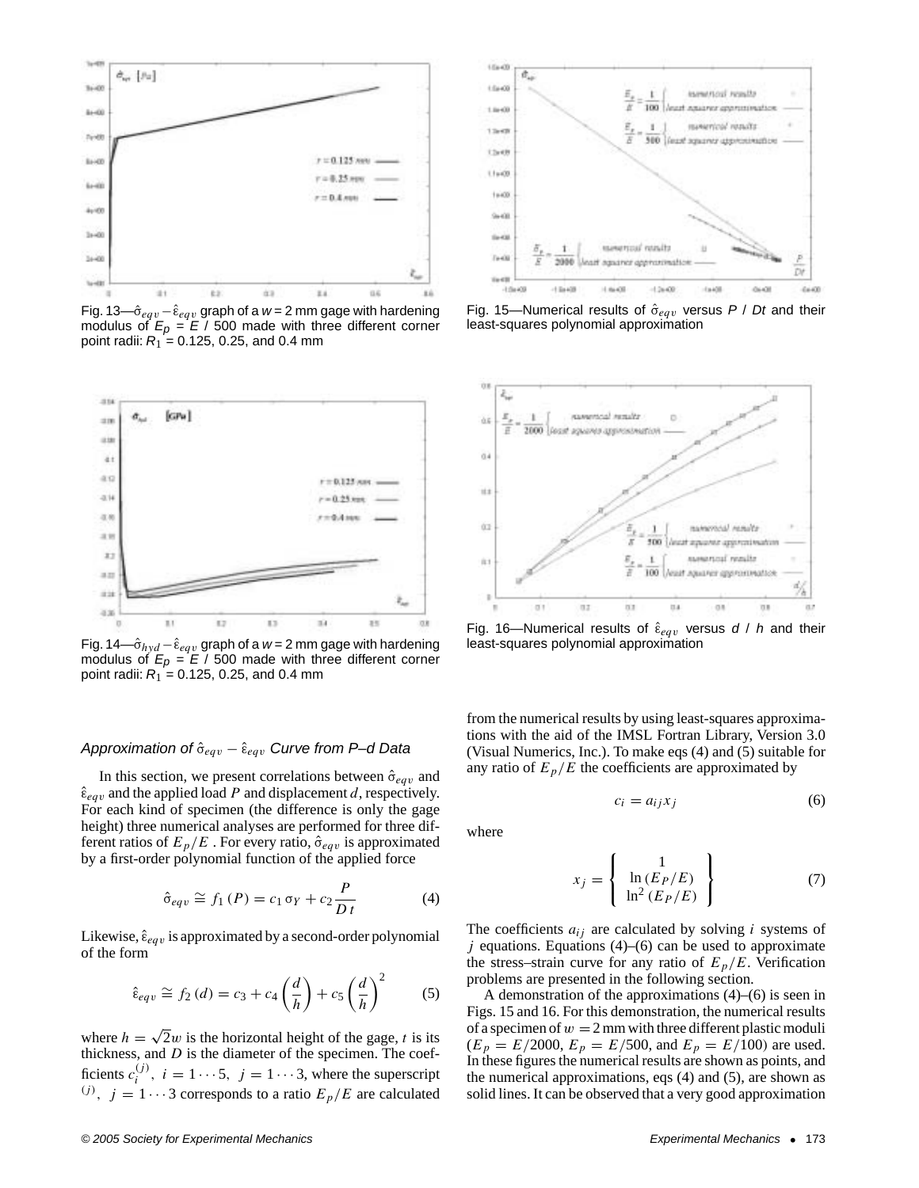Fig. 13—$\hat{\sigma}_{eqv} - \hat{\varepsilon}_{eqv}$ graph of a $w = 2$ mm gage with hardening modulus of $E_P = E$ / 500 made with three different corner point radii: $R_1 = 0.125$, 0.25, and 0.4 mm

Fig. 14—$\hat{\sigma}_{hyd} - \hat{\varepsilon}_{eqv}$ graph of a $w = 2$ mm gage with hardening modulus of $E_P = E$ / 500 made with three different corner point radii: $R_1 = 0.125$, 0.25, and 0.4 mm

Fig. 15—Numerical results of $\hat{\sigma}_{eqv}$ versus $P$ / $Dt$ and their least-squares polynomial approximation

Fig. 16—Numerical results of $\hat{\varepsilon}_{eqv}$ versus $d$ / $h$ and their least-squares polynomial approximation

### *Approximation of $\hat{\sigma}_{eqv} - \hat{\varepsilon}_{eqv}$ Curve from P–d Data*

In this section, we present correlations between $\hat{\sigma}_{eqv}$ and $\hat{\varepsilon}_{eqv}$ and the applied load $P$ and displacement $d$, respectively. For each kind of specimen (the difference is only the gage height) three numerical analyses are performed for three different ratios of $E_p/E$ . For every ratio, $\hat{\sigma}_{eqv}$ is approximated by a first-order polynomial function of the applied force

$$\hat{\sigma}_{eqv} \cong f_1(P) = c_1 \sigma_Y + c_2 \frac{P}{Dt} \tag{4}$$

Likewise, $\hat{\varepsilon}_{eqv}$ is approximated by a second-order polynomial of the form

$$\hat{\varepsilon}_{eqv} \cong f_2(d) = c_3 + c_4 \left(\frac{d}{h}\right) + c_5 \left(\frac{d}{h}\right)^2 \tag{5}$$

where $h = \sqrt{2}w$ is the horizontal height of the gage, $t$ is its thickness, and $D$ is the diameter of the specimen. The coefficients $c_i^{(j)}$, $i = 1 \cdots 5$, $j = 1 \cdots 3$, where the superscript $^{(j)}$, $j = 1 \cdots 3$ corresponds to a ratio $E_p/E$ are calculated from the numerical results by using least-squares approximations with the aid of the IMSL Fortran Library, Version 3.0 (Visual Numerics, Inc.). To make eqs (4) and (5) suitable for any ratio of $E_p/E$ the coefficients are approximated by

$$c_i = a_{ij} x_j \tag{6}$$

where

$$x_j = \left\{ \begin{array}{c} 1 \\ \ln(E_P/E) \\ \ln^2(E_P/E) \end{array} \right\} \tag{7}$$

The coefficients $a_{ij}$ are calculated by solving $i$ systems of $j$ equations. Equations (4)–(6) can be used to approximate the stress–strain curve for any ratio of $E_p/E$. Verification problems are presented in the following section.

A demonstration of the approximations (4)–(6) is seen in Figs. 15 and 16. For this demonstration, the numerical results of a specimen of $w = 2$ mm with three different plastic moduli ($E_p = E/2000$, $E_p = E/500$, and $E_p = E/100$) are used. In these figures the numerical results are shown as points, and the numerical approximations, eqs (4) and (5), are shown as solid lines. It can be observed that a very good approximation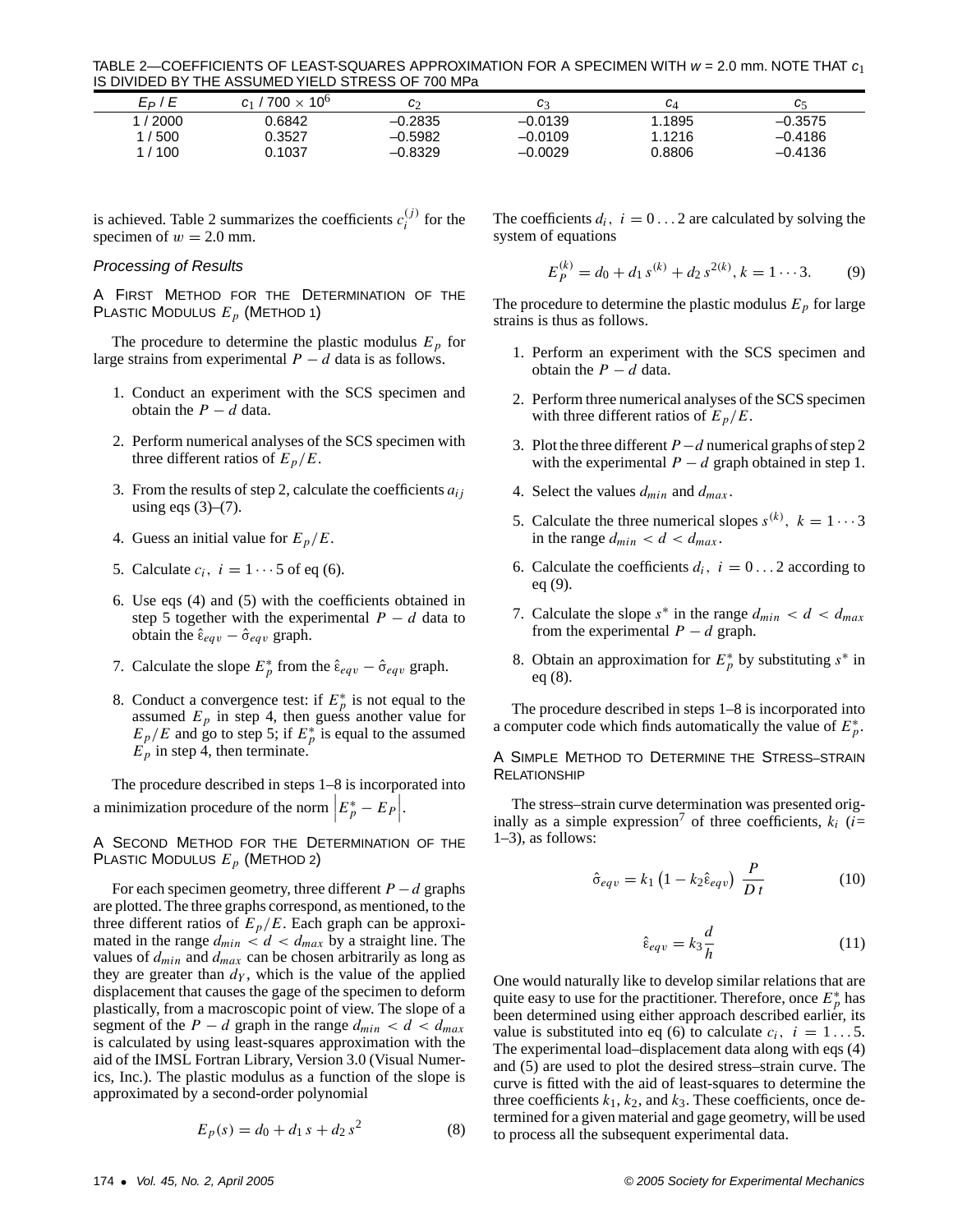TABLE 2—COEFFICIENTS OF LEAST-SQUARES APPROXIMATION FOR A SPECIMEN WITH $w$ = 2.0 mm. NOTE THAT $c_1$ IS DIVIDED BY THE ASSUMED YIELD STRESS OF 700 MPa

| $E_P$ / $E$ | $c_1$ / 700 × $10^6$ | $c_2$ | $c_3$ | $c_4$ | $c_5$ |
|---|---|---|---|---|---|
| 1 / 2000 | 0.6842 | –0.2835 | –0.0139 | 1.1895 | –0.3575 |
| 1 / 500 | 0.3527 | –0.5982 | –0.0109 | 1.1216 | –0.4186 |
| 1 / 100 | 0.1037 | –0.8329 | –0.0029 | 0.8806 | –0.4136 |

is achieved. Table 2 summarizes the coefficients $c_i^{(j)}$ for the specimen of $w = 2.0$ mm.

### Processing of Results

#### A First Method for the Determination of the Plastic Modulus $E_p$ (Method 1)

The procedure to determine the plastic modulus $E_p$ for large strains from experimental $P - d$ data is as follows.

1. Conduct an experiment with the SCS specimen and obtain the $P - d$ data.
2. Perform numerical analyses of the SCS specimen with three different ratios of $E_p/E$.
3. From the results of step 2, calculate the coefficients $a_{ij}$ using eqs (3)–(7).
4. Guess an initial value for $E_p/E$.
5. Calculate $c_i,\ i = 1 \cdots 5$ of eq (6).
6. Use eqs (4) and (5) with the coefficients obtained in step 5 together with the experimental $P - d$ data to obtain the $\hat{\varepsilon}_{eqv} - \hat{\sigma}_{eqv}$ graph.
7. Calculate the slope $E_p^*$ from the $\hat{\varepsilon}_{eqv} - \hat{\sigma}_{eqv}$ graph.
8. Conduct a convergence test: if $E_p^*$ is not equal to the assumed $E_p$ in step 4, then guess another value for $E_p/E$ and go to step 5; if $E_p^*$ is equal to the assumed $E_p$ in step 4, then terminate.

The procedure described in steps 1–8 is incorporated into a minimization procedure of the norm $\left|E_p^* - E_P\right|$.

#### A Second Method for the Determination of the Plastic Modulus $E_p$ (Method 2)

For each specimen geometry, three different $P - d$ graphs are plotted. The three graphs correspond, as mentioned, to the three different ratios of $E_p/E$. Each graph can be approximated in the range $d_{min} < d < d_{max}$ by a straight line. The values of $d_{min}$ and $d_{max}$ can be chosen arbitrarily as long as they are greater than $d_Y$, which is the value of the applied displacement that causes the gage of the specimen to deform plastically, from a macroscopic point of view. The slope of a segment of the $P - d$ graph in the range $d_{min} < d < d_{max}$ is calculated by using least-squares approximation with the aid of the IMSL Fortran Library, Version 3.0 (Visual Numerics, Inc.). The plastic modulus as a function of the slope is approximated by a second-order polynomial

$$E_p(s) = d_0 + d_1\, s + d_2\, s^2 \tag{8}$$

The coefficients $d_i,\ i = 0 \ldots 2$ are calculated by solving the system of equations

$$E_P^{(k)} = d_0 + d_1\, s^{(k)} + d_2\, s^{2(k)}, k = 1 \cdots 3. \tag{9}$$

The procedure to determine the plastic modulus $E_p$ for large strains is thus as follows.

1. Perform an experiment with the SCS specimen and obtain the $P - d$ data.
2. Perform three numerical analyses of the SCS specimen with three different ratios of $E_p/E$.
3. Plot the three different $P-d$ numerical graphs of step 2 with the experimental $P - d$ graph obtained in step 1.
4. Select the values $d_{min}$ and $d_{max}$.
5. Calculate the three numerical slopes $s^{(k)},\ k = 1 \cdots 3$ in the range $d_{min} < d < d_{max}$.
6. Calculate the coefficients $d_i,\ i = 0 \ldots 2$ according to eq (9).
7. Calculate the slope $s^*$ in the range $d_{min} < d < d_{max}$ from the experimental $P - d$ graph.
8. Obtain an approximation for $E_p^*$ by substituting $s^*$ in eq (8).

The procedure described in steps 1–8 is incorporated into a computer code which finds automatically the value of $E_p^*$.

#### A Simple Method to Determine the Stress–strain Relationship

The stress–strain curve determination was presented originally as a simple expression[7] of three coefficients, $k_i$ ($i$= 1–3), as follows:

$$\hat{\sigma}_{eqv} = k_1\left(1 - k_2\hat{\varepsilon}_{eqv}\right)\ \frac{P}{D\,t} \tag{10}$$

$$\hat{\varepsilon}_{eqv} = k_3\frac{d}{h} \tag{11}$$

One would naturally like to develop similar relations that are quite easy to use for the practitioner. Therefore, once $E_p^*$ has been determined using either approach described earlier, its value is substituted into eq (6) to calculate $c_i,\ i = 1 \ldots 5$. The experimental load–displacement data along with eqs (4) and (5) are used to plot the desired stress–strain curve. The curve is fitted with the aid of least-squares to determine the three coefficients $k_1$, $k_2$, and $k_3$. These coefficients, once determined for a given material and gage geometry, will be used to process all the subsequent experimental data.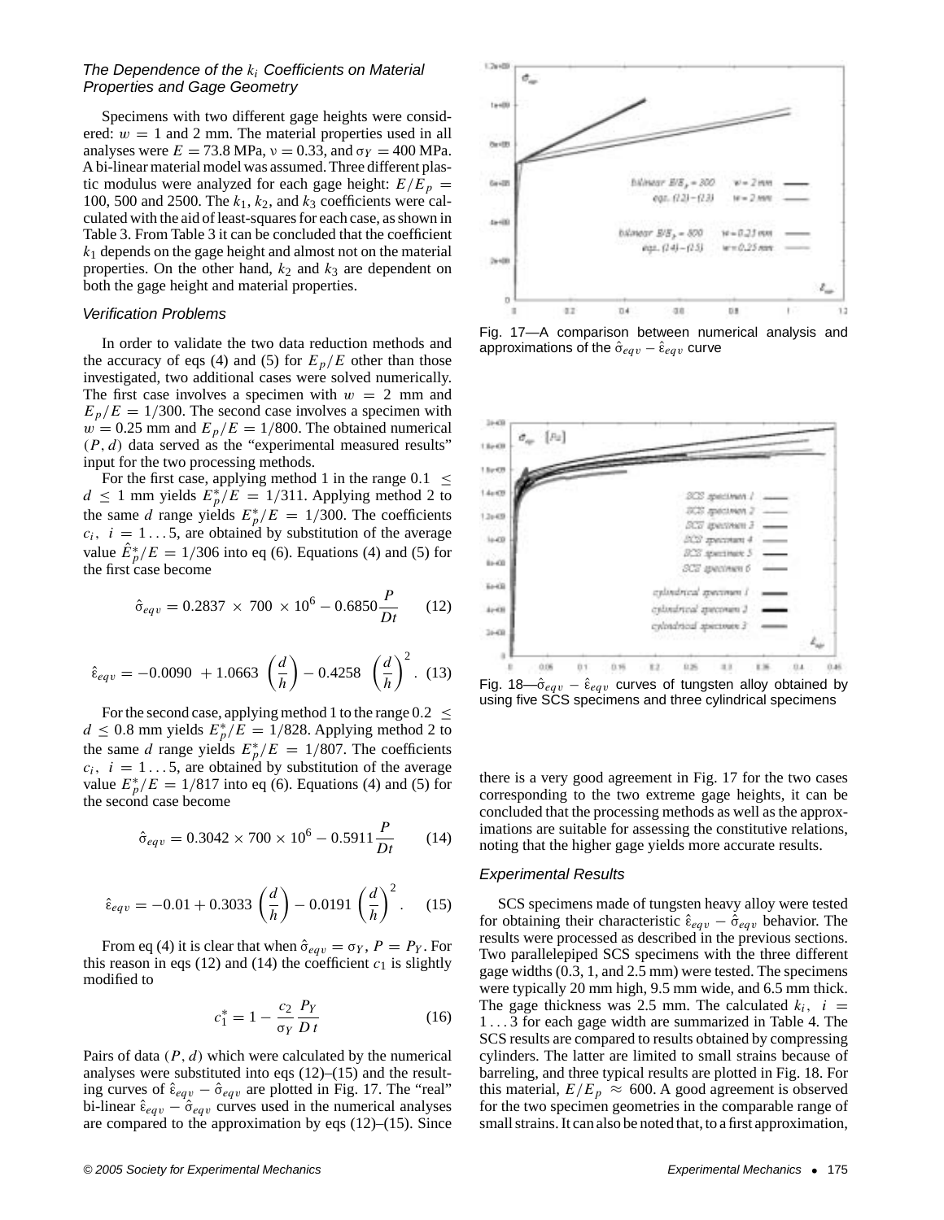### The Dependence of the $k_i$ Coefficients on Material Properties and Gage Geometry

Specimens with two different gage heights were considered: $w = 1$ and 2 mm. The material properties used in all analyses were $E = 73.8$ MPa, $\nu = 0.33$, and $\sigma_Y = 400$ MPa. A bi-linear material model was assumed. Three different plastic modulus were analyzed for each gage height: $E/E_p = 100$, 500 and 2500. The $k_1$, $k_2$, and $k_3$ coefficients were calculated with the aid of least-squares for each case, as shown in Table 3. From Table 3 it can be concluded that the coefficient $k_1$ depends on the gage height and almost not on the material properties. On the other hand, $k_2$ and $k_3$ are dependent on both the gage height and material properties.

### Verification Problems

In order to validate the two data reduction methods and the accuracy of eqs (4) and (5) for $E_p/E$ other than those investigated, two additional cases were solved numerically. The first case involves a specimen with $w = 2$ mm and $E_p/E = 1/300$. The second case involves a specimen with $w = 0.25$ mm and $E_p/E = 1/800$. The obtained numerical $(P, d)$ data served as the "experimental measured results" input for the two processing methods.

For the first case, applying method 1 in the range $0.1 \leq d \leq 1$ mm yields $E_p^*/E = 1/311$. Applying method 2 to the same $d$ range yields $E_p^*/E = 1/300$. The coefficients $c_i$, $i = 1 \ldots 5$, are obtained by substitution of the average value $\hat{E}_p^*/E = 1/306$ into eq (6). Equations (4) and (5) for the first case become

$$\hat{\sigma}_{eqv} = 0.2837 \times 700 \times 10^6 - 0.6850 \frac{P}{Dt} \qquad (12)$$

$$\hat{\varepsilon}_{eqv} = -0.0090 + 1.0663 \left(\frac{d}{h}\right) - 0.4258 \left(\frac{d}{h}\right)^2. \quad (13)$$

For the second case, applying method 1 to the range $0.2 \leq d \leq 0.8$ mm yields $E_p^*/E = 1/828$. Applying method 2 to the same $d$ range yields $E_p^*/E = 1/807$. The coefficients $c_i$, $i = 1 \ldots 5$, are obtained by substitution of the average value $E_p^*/E = 1/817$ into eq (6). Equations (4) and (5) for the second case become

$$\hat{\sigma}_{eqv} = 0.3042 \times 700 \times 10^6 - 0.5911 \frac{P}{Dt} \qquad (14)$$

$$\hat{\varepsilon}_{eqv} = -0.01 + 0.3033 \left(\frac{d}{h}\right) - 0.0191 \left(\frac{d}{h}\right)^2. \quad (15)$$

From eq (4) it is clear that when $\hat{\sigma}_{eqv} = \sigma_Y$, $P = P_Y$. For this reason in eqs (12) and (14) the coefficient $c_1$ is slightly modified to

$$c_1^* = 1 - \frac{c_2}{\sigma_Y} \frac{P_Y}{D\,t} \qquad (16)$$

Pairs of data $(P, d)$ which were calculated by the numerical analyses were substituted into eqs (12)–(15) and the resulting curves of $\hat{\varepsilon}_{eqv} - \hat{\sigma}_{eqv}$ are plotted in Fig. 17. The "real" bi-linear $\hat{\varepsilon}_{eqv} - \hat{\sigma}_{eqv}$ curves used in the numerical analyses are compared to the approximation by eqs (12)–(15). Since there is a very good agreement in Fig. 17 for the two cases corresponding to the two extreme gage heights, it can be concluded that the processing methods as well as the approximations are suitable for assessing the constitutive relations, noting that the higher gage yields more accurate results.

Fig. 17—A comparison between numerical analysis and approximations of the $\hat{\sigma}_{eqv} - \hat{\varepsilon}_{eqv}$ curve

Fig. 18—$\hat{\sigma}_{eqv} - \hat{\varepsilon}_{eqv}$ curves of tungsten alloy obtained by using five SCS specimens and three cylindrical specimens

### Experimental Results

SCS specimens made of tungsten heavy alloy were tested for obtaining their characteristic $\hat{\varepsilon}_{eqv} - \hat{\sigma}_{eqv}$ behavior. The results were processed as described in the previous sections. Two parallelepiped SCS specimens with the three different gage widths (0.3, 1, and 2.5 mm) were tested. The specimens were typically 20 mm high, 9.5 mm wide, and 6.5 mm thick. The gage thickness was 2.5 mm. The calculated $k_i$, $i = 1 \ldots 3$ for each gage width are summarized in Table 4. The SCS results are compared to results obtained by compressing cylinders. The latter are limited to small strains because of barreling, and three typical results are plotted in Fig. 18. For this material, $E/E_p \approx 600$. A good agreement is observed for the two specimen geometries in the comparable range of small strains. It can also be noted that, to a first approximation,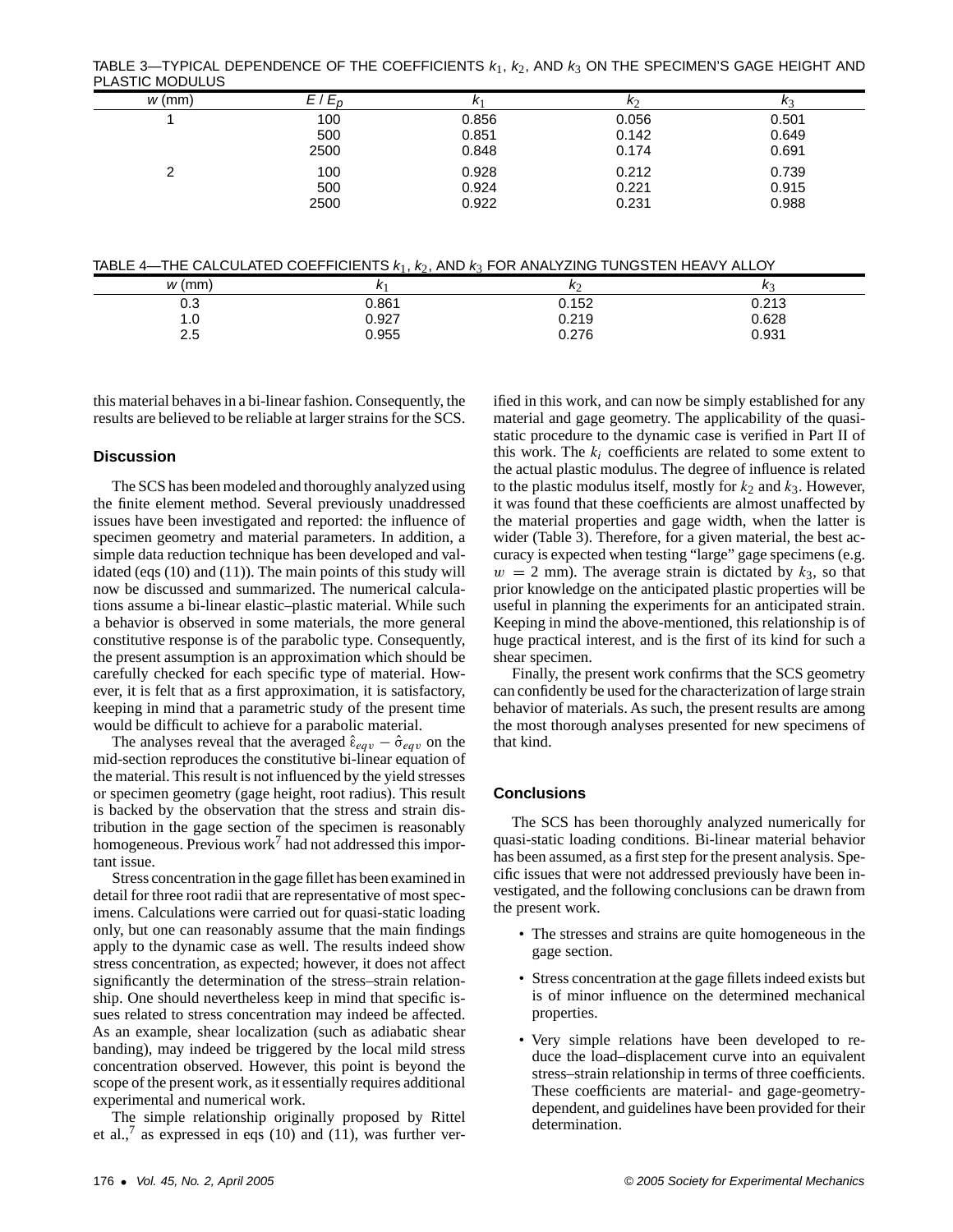TABLE 3—TYPICAL DEPENDENCE OF THE COEFFICIENTS $k_1$, $k_2$, AND $k_3$ ON THE SPECIMEN'S GAGE HEIGHT AND PLASTIC MODULUS

| $w$ (mm) | $E / E_p$ | $k_1$ | $k_2$ | $k_3$ |
|---|---|---|---|---|
| 1 | 100 | 0.856 | 0.056 | 0.501 |
| | 500 | 0.851 | 0.142 | 0.649 |
| | 2500 | 0.848 | 0.174 | 0.691 |
| 2 | 100 | 0.928 | 0.212 | 0.739 |
| | 500 | 0.924 | 0.221 | 0.915 |
| | 2500 | 0.922 | 0.231 | 0.988 |

TABLE 4—THE CALCULATED COEFFICIENTS $k_1$, $k_2$, AND $k_3$ FOR ANALYZING TUNGSTEN HEAVY ALLOY

| $w$ (mm) | $k_1$ | $k_2$ | $k_3$ |
|---|---|---|---|
| 0.3 | 0.861 | 0.152 | 0.213 |
| 1.0 | 0.927 | 0.219 | 0.628 |
| 2.5 | 0.955 | 0.276 | 0.931 |

this material behaves in a bi-linear fashion. Consequently, the results are believed to be reliable at larger strains for the SCS.

### Discussion

The SCS has been modeled and thoroughly analyzed using the finite element method. Several previously unaddressed issues have been investigated and reported: the influence of specimen geometry and material parameters. In addition, a simple data reduction technique has been developed and validated (eqs (10) and (11)). The main points of this study will now be discussed and summarized. The numerical calculations assume a bi-linear elastic–plastic material. While such a behavior is observed in some materials, the more general constitutive response is of the parabolic type. Consequently, the present assumption is an approximation which should be carefully checked for each specific type of material. However, it is felt that as a first approximation, it is satisfactory, keeping in mind that a parametric study of the present time would be difficult to achieve for a parabolic material.

The analyses reveal that the averaged $\hat{\varepsilon}_{eqv} - \hat{\sigma}_{eqv}$ on the mid-section reproduces the constitutive bi-linear equation of the material. This result is not influenced by the yield stresses or specimen geometry (gage height, root radius). This result is backed by the observation that the stress and strain distribution in the gage section of the specimen is reasonably homogeneous. Previous work[7] had not addressed this important issue.

Stress concentration in the gage fillet has been examined in detail for three root radii that are representative of most specimens. Calculations were carried out for quasi-static loading only, but one can reasonably assume that the main findings apply to the dynamic case as well. The results indeed show stress concentration, as expected; however, it does not affect significantly the determination of the stress–strain relationship. One should nevertheless keep in mind that specific issues related to stress concentration may indeed be affected. As an example, shear localization (such as adiabatic shear banding), may indeed be triggered by the local mild stress concentration observed. However, this point is beyond the scope of the present work, as it essentially requires additional experimental and numerical work.

The simple relationship originally proposed by Rittel et al.,[7] as expressed in eqs (10) and (11), was further verified in this work, and can now be simply established for any material and gage geometry. The applicability of the quasi-static procedure to the dynamic case is verified in Part II of this work. The $k_i$ coefficients are related to some extent to the actual plastic modulus. The degree of influence is related to the plastic modulus itself, mostly for $k_2$ and $k_3$. However, it was found that these coefficients are almost unaffected by the material properties and gage width, when the latter is wider (Table 3). Therefore, for a given material, the best accuracy is expected when testing "large" gage specimens (e.g. $w = 2$ mm). The average strain is dictated by $k_3$, so that prior knowledge on the anticipated plastic properties will be useful in planning the experiments for an anticipated strain. Keeping in mind the above-mentioned, this relationship is of huge practical interest, and is the first of its kind for such a shear specimen.

Finally, the present work confirms that the SCS geometry can confidently be used for the characterization of large strain behavior of materials. As such, the present results are among the most thorough analyses presented for new specimens of that kind.

### Conclusions

The SCS has been thoroughly analyzed numerically for quasi-static loading conditions. Bi-linear material behavior has been assumed, as a first step for the present analysis. Specific issues that were not addressed previously have been investigated, and the following conclusions can be drawn from the present work.

- The stresses and strains are quite homogeneous in the gage section.
- Stress concentration at the gage fillets indeed exists but is of minor influence on the determined mechanical properties.
- Very simple relations have been developed to reduce the load–displacement curve into an equivalent stress–strain relationship in terms of three coefficients. These coefficients are material- and gage-geometry-dependent, and guidelines have been provided for their determination.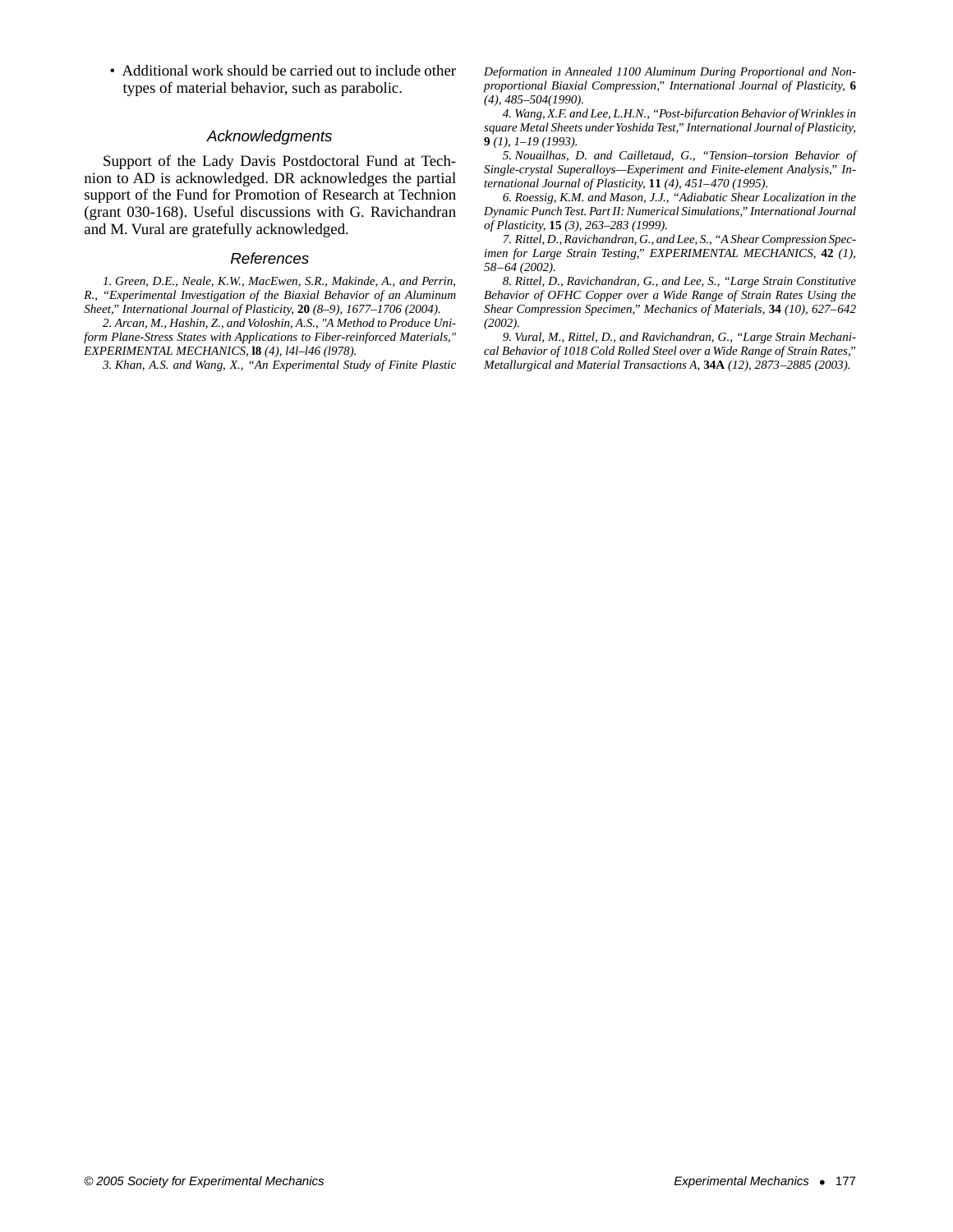- Additional work should be carried out to include other types of material behavior, such as parabolic.

### Acknowledgments

Support of the Lady Davis Postdoctoral Fund at Technion to AD is acknowledged. DR acknowledges the partial support of the Fund for Promotion of Research at Technion (grant 030-168). Useful discussions with G. Ravichandran and M. Vural are gratefully acknowledged.

### References

*1. Green, D.E., Neale, K.W., MacEwen, S.R., Makinde, A., and Perrin, R., "Experimental Investigation of the Biaxial Behavior of an Aluminum Sheet," International Journal of Plasticity,* **20** *(8–9), 1677–1706 (2004).*

*2. Arcan, M., Hashin, Z., and Voloshin, A.S., "A Method to Produce Uniform Plane-Stress States with Applications to Fiber-reinforced Materials," EXPERIMENTAL MECHANICS,* **l8** *(4), l4l–l46 (l978).*

*3. Khan, A.S. and Wang, X., "An Experimental Study of Finite Plastic Deformation in Annealed 1100 Aluminum During Proportional and Nonproportional Biaxial Compression," International Journal of Plasticity,* **6** *(4), 485–504(1990).*

*4. Wang, X.F. and Lee, L.H.N., "Post-bifurcation Behavior of Wrinkles in square Metal Sheets under Yoshida Test," International Journal of Plasticity,* **9** *(1), 1–19 (1993).*

*5. Nouailhas, D. and Cailletaud, G., "Tension–torsion Behavior of Single-crystal Superalloys—Experiment and Finite-element Analysis," International Journal of Plasticity,* **11** *(4), 451–470 (1995).*

*6. Roessig, K.M. and Mason, J.J., "Adiabatic Shear Localization in the Dynamic Punch Test. Part II: Numerical Simulations," International Journal of Plasticity,* **15** *(3), 263–283 (1999).*

*7. Rittel, D., Ravichandran, G., and Lee, S., "A Shear Compression Specimen for Large Strain Testing," EXPERIMENTAL MECHANICS,* **42** *(1), 58–64 (2002).*

*8. Rittel, D., Ravichandran, G., and Lee, S., "Large Strain Constitutive Behavior of OFHC Copper over a Wide Range of Strain Rates Using the Shear Compression Specimen," Mechanics of Materials,* **34** *(10), 627–642 (2002).*

*9. Vural, M., Rittel, D., and Ravichandran, G., "Large Strain Mechanical Behavior of 1018 Cold Rolled Steel over a Wide Range of Strain Rates," Metallurgical and Material Transactions A,* **34A** *(12), 2873–2885 (2003).*